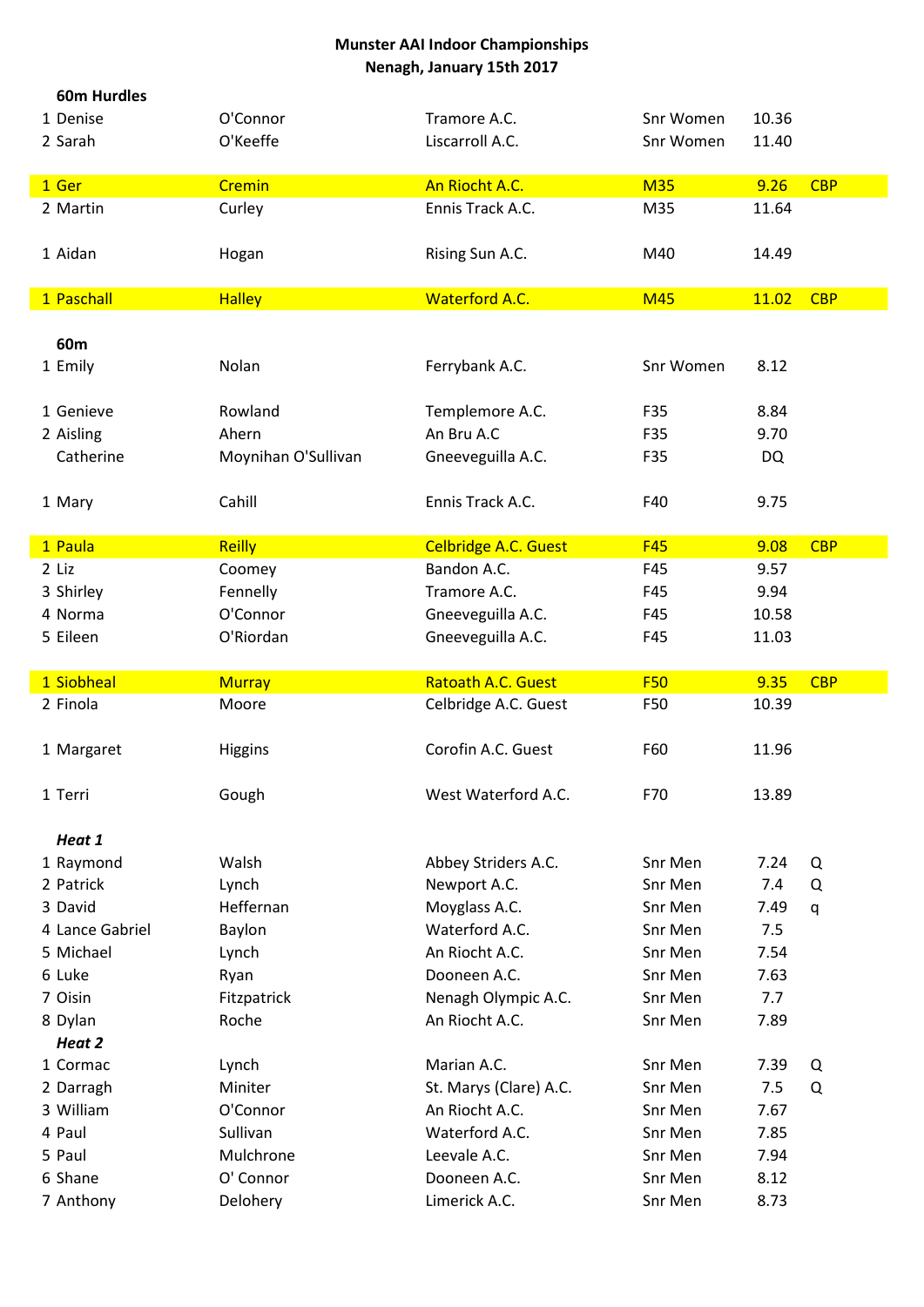**Munster AAI Indoor Championships**
**Nenagh, January 15th 2017**

**60m Hurdles**

| Pos | First Name | Surname | Club | Category | Time | Note |
|---|---|---|---|---|---|---|
| 1 | Denise | O'Connor | Tramore A.C. | Snr Women | 10.36 | |
| 2 | Sarah | O'Keeffe | Liscarroll A.C. | Snr Women | 11.40 | |
| | | | | | | |
| 1 | Ger | Cremin | An Riocht A.C. | M35 | 9.26 | CBP |
| 2 | Martin | Curley | Ennis Track A.C. | M35 | 11.64 | |
| | | | | | | |
| 1 | Aidan | Hogan | Rising Sun A.C. | M40 | 14.49 | |
| | | | | | | |
| 1 | Paschall | Halley | Waterford A.C. | M45 | 11.02 | CBP |

**60m**

| Pos | First Name | Surname | Club | Category | Time | Note |
|---|---|---|---|---|---|---|
| 1 | Emily | Nolan | Ferrybank A.C. | Snr Women | 8.12 | |
| | | | | | | |
| 1 | Genieve | Rowland | Templemore A.C. | F35 | 8.84 | |
| 2 | Aisling | Ahern | An Bru A.C | F35 | 9.70 | |
| | Catherine | Moynihan O'Sullivan | Gneeveguilla A.C. | F35 | DQ | |
| | | | | | | |
| 1 | Mary | Cahill | Ennis Track A.C. | F40 | 9.75 | |
| | | | | | | |
| 1 | Paula | Reilly | Celbridge A.C. Guest | F45 | 9.08 | CBP |
| 2 | Liz | Coomey | Bandon A.C. | F45 | 9.57 | |
| 3 | Shirley | Fennelly | Tramore A.C. | F45 | 9.94 | |
| 4 | Norma | O'Connor | Gneeveguilla A.C. | F45 | 10.58 | |
| 5 | Eileen | O'Riordan | Gneeveguilla A.C. | F45 | 11.03 | |
| | | | | | | |
| 1 | Siobheal | Murray | Ratoath A.C. Guest | F50 | 9.35 | CBP |
| 2 | Finola | Moore | Celbridge A.C. Guest | F50 | 10.39 | |
| | | | | | | |
| 1 | Margaret | Higgins | Corofin A.C. Guest | F60 | 11.96 | |
| | | | | | | |
| 1 | Terri | Gough | West Waterford A.C. | F70 | 13.89 | |

***Heat 1***

| Pos | First Name | Surname | Club | Category | Time | Note |
|---|---|---|---|---|---|---|
| 1 | Raymond | Walsh | Abbey Striders A.C. | Snr Men | 7.24 | Q |
| 2 | Patrick | Lynch | Newport A.C. | Snr Men | 7.4 | Q |
| 3 | David | Heffernan | Moyglass A.C. | Snr Men | 7.49 | q |
| 4 | Lance Gabriel | Baylon | Waterford A.C. | Snr Men | 7.5 | |
| 5 | Michael | Lynch | An Riocht A.C. | Snr Men | 7.54 | |
| 6 | Luke | Ryan | Dooneen A.C. | Snr Men | 7.63 | |
| 7 | Oisin | Fitzpatrick | Nenagh Olympic A.C. | Snr Men | 7.7 | |
| 8 | Dylan | Roche | An Riocht A.C. | Snr Men | 7.89 | |

***Heat 2***

| Pos | First Name | Surname | Club | Category | Time | Note |
|---|---|---|---|---|---|---|
| 1 | Cormac | Lynch | Marian A.C. | Snr Men | 7.39 | Q |
| 2 | Darragh | Miniter | St. Marys (Clare) A.C. | Snr Men | 7.5 | Q |
| 3 | William | O'Connor | An Riocht A.C. | Snr Men | 7.67 | |
| 4 | Paul | Sullivan | Waterford A.C. | Snr Men | 7.85 | |
| 5 | Paul | Mulchrone | Leevale A.C. | Snr Men | 7.94 | |
| 6 | Shane | O' Connor | Dooneen A.C. | Snr Men | 8.12 | |
| 7 | Anthony | Delohery | Limerick A.C. | Snr Men | 8.73 | |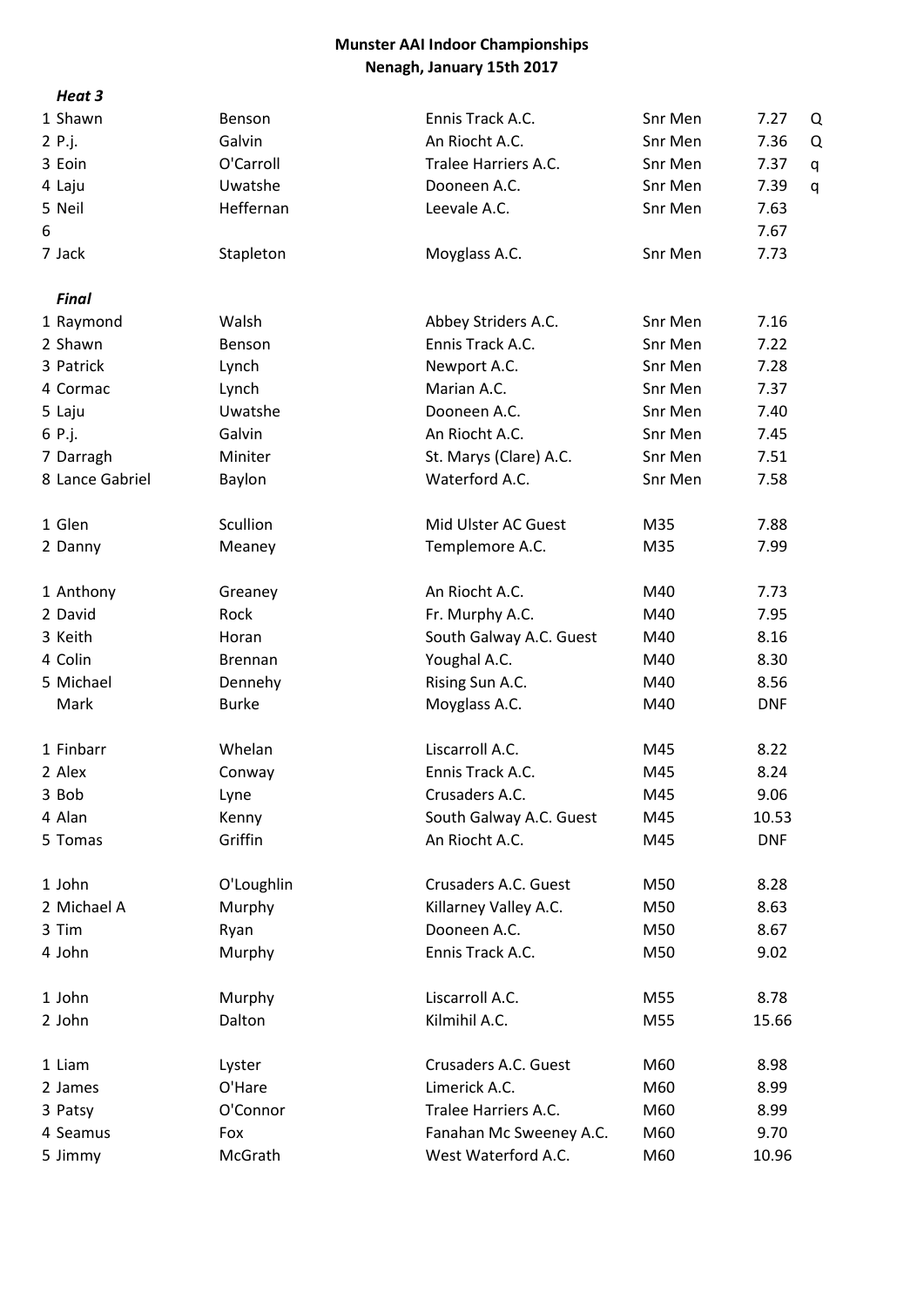# Munster AAI Indoor Championships
## Nenagh, January 15th 2017

***Heat 3***

| Pos | First Name | Surname | Club | Category | Time | |
|---|---|---|---|---|---|---|
| 1 | Shawn | Benson | Ennis Track A.C. | Snr Men | 7.27 | Q |
| 2 | P.j. | Galvin | An Riocht A.C. | Snr Men | 7.36 | Q |
| 3 | Eoin | O'Carroll | Tralee Harriers A.C. | Snr Men | 7.37 | q |
| 4 | Laju | Uwatshe | Dooneen A.C. | Snr Men | 7.39 | q |
| 5 | Neil | Heffernan | Leevale A.C. | Snr Men | 7.63 | |
| 6 | | | | | 7.67 | |
| 7 | Jack | Stapleton | Moyglass A.C. | Snr Men | 7.73 | |

***Final***

| Pos | First Name | Surname | Club | Category | Time |
|---|---|---|---|---|---|
| 1 | Raymond | Walsh | Abbey Striders A.C. | Snr Men | 7.16 |
| 2 | Shawn | Benson | Ennis Track A.C. | Snr Men | 7.22 |
| 3 | Patrick | Lynch | Newport A.C. | Snr Men | 7.28 |
| 4 | Cormac | Lynch | Marian A.C. | Snr Men | 7.37 |
| 5 | Laju | Uwatshe | Dooneen A.C. | Snr Men | 7.40 |
| 6 | P.j. | Galvin | An Riocht A.C. | Snr Men | 7.45 |
| 7 | Darragh | Miniter | St. Marys (Clare) A.C. | Snr Men | 7.51 |
| 8 | Lance Gabriel | Baylon | Waterford A.C. | Snr Men | 7.58 |

| Pos | First Name | Surname | Club | Category | Time |
|---|---|---|---|---|---|
| 1 | Glen | Scullion | Mid Ulster AC Guest | M35 | 7.88 |
| 2 | Danny | Meaney | Templemore A.C. | M35 | 7.99 |

| Pos | First Name | Surname | Club | Category | Time |
|---|---|---|---|---|---|
| 1 | Anthony | Greaney | An Riocht A.C. | M40 | 7.73 |
| 2 | David | Rock | Fr. Murphy A.C. | M40 | 7.95 |
| 3 | Keith | Horan | South Galway A.C. Guest | M40 | 8.16 |
| 4 | Colin | Brennan | Youghal A.C. | M40 | 8.30 |
| 5 | Michael | Dennehy | Rising Sun A.C. | M40 | 8.56 |
| | Mark | Burke | Moyglass A.C. | M40 | DNF |

| Pos | First Name | Surname | Club | Category | Time |
|---|---|---|---|---|---|
| 1 | Finbarr | Whelan | Liscarroll A.C. | M45 | 8.22 |
| 2 | Alex | Conway | Ennis Track A.C. | M45 | 8.24 |
| 3 | Bob | Lyne | Crusaders A.C. | M45 | 9.06 |
| 4 | Alan | Kenny | South Galway A.C. Guest | M45 | 10.53 |
| 5 | Tomas | Griffin | An Riocht A.C. | M45 | DNF |

| Pos | First Name | Surname | Club | Category | Time |
|---|---|---|---|---|---|
| 1 | John | O'Loughlin | Crusaders A.C. Guest | M50 | 8.28 |
| 2 | Michael A | Murphy | Killarney Valley A.C. | M50 | 8.63 |
| 3 | Tim | Ryan | Dooneen A.C. | M50 | 8.67 |
| 4 | John | Murphy | Ennis Track A.C. | M50 | 9.02 |

| Pos | First Name | Surname | Club | Category | Time |
|---|---|---|---|---|---|
| 1 | John | Murphy | Liscarroll A.C. | M55 | 8.78 |
| 2 | John | Dalton | Kilmihil A.C. | M55 | 15.66 |

| Pos | First Name | Surname | Club | Category | Time |
|---|---|---|---|---|---|
| 1 | Liam | Lyster | Crusaders A.C. Guest | M60 | 8.98 |
| 2 | James | O'Hare | Limerick A.C. | M60 | 8.99 |
| 3 | Patsy | O'Connor | Tralee Harriers A.C. | M60 | 8.99 |
| 4 | Seamus | Fox | Fanahan Mc Sweeney A.C. | M60 | 9.70 |
| 5 | Jimmy | McGrath | West Waterford A.C. | M60 | 10.96 |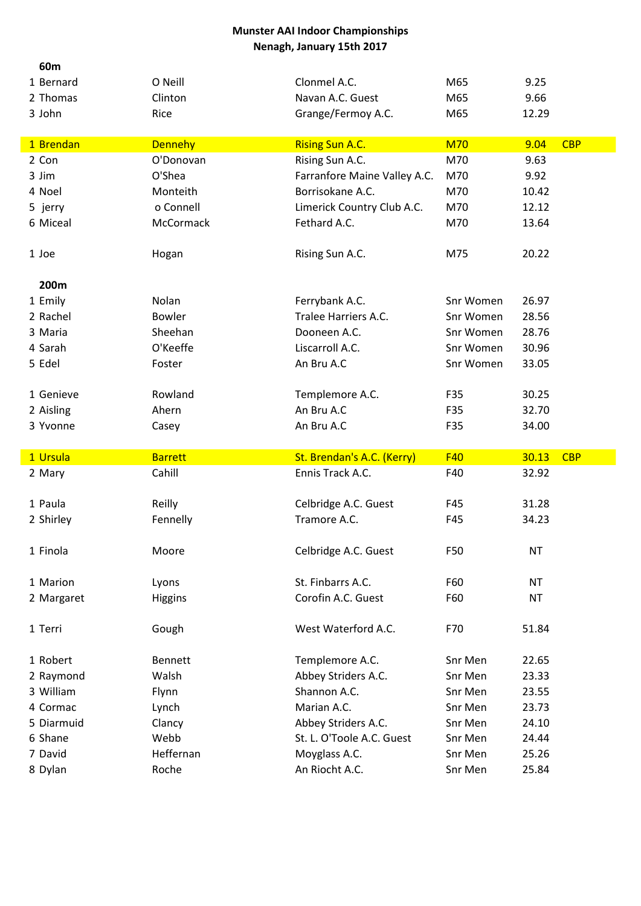**Munster AAI Indoor Championships**
**Nenagh, January 15th 2017**

**60m**

| | | | | | |
|---|---|---|---|---|---|
| 1 Bernard | O Neill | Clonmel A.C. | M65 | 9.25 | |
| 2 Thomas | Clinton | Navan A.C. Guest | M65 | 9.66 | |
| 3 John | Rice | Grange/Fermoy A.C. | M65 | 12.29 | |
| | | | | | |
| 1 Brendan | Dennehy | Rising Sun A.C. | M70 | 9.04 | CBP |
| 2 Con | O'Donovan | Rising Sun A.C. | M70 | 9.63 | |
| 3 Jim | O'Shea | Farranfore Maine Valley A.C. | M70 | 9.92 | |
| 4 Noel | Monteith | Borrisokane A.C. | M70 | 10.42 | |
| 5 jerry | o Connell | Limerick Country Club A.C. | M70 | 12.12 | |
| 6 Miceal | McCormack | Fethard A.C. | M70 | 13.64 | |
| | | | | | |
| 1 Joe | Hogan | Rising Sun A.C. | M75 | 20.22 | |

**200m**

| | | | | | |
|---|---|---|---|---|---|
| 1 Emily | Nolan | Ferrybank A.C. | Snr Women | 26.97 | |
| 2 Rachel | Bowler | Tralee Harriers A.C. | Snr Women | 28.56 | |
| 3 Maria | Sheehan | Dooneen A.C. | Snr Women | 28.76 | |
| 4 Sarah | O'Keeffe | Liscarroll A.C. | Snr Women | 30.96 | |
| 5 Edel | Foster | An Bru A.C | Snr Women | 33.05 | |
| | | | | | |
| 1 Genieve | Rowland | Templemore A.C. | F35 | 30.25 | |
| 2 Aisling | Ahern | An Bru A.C | F35 | 32.70 | |
| 3 Yvonne | Casey | An Bru A.C | F35 | 34.00 | |
| | | | | | |
| 1 Ursula | Barrett | St. Brendan's A.C. (Kerry) | F40 | 30.13 | CBP |
| 2 Mary | Cahill | Ennis Track A.C. | F40 | 32.92 | |
| | | | | | |
| 1 Paula | Reilly | Celbridge A.C. Guest | F45 | 31.28 | |
| 2 Shirley | Fennelly | Tramore A.C. | F45 | 34.23 | |
| | | | | | |
| 1 Finola | Moore | Celbridge A.C. Guest | F50 | NT | |
| | | | | | |
| 1 Marion | Lyons | St. Finbarrs A.C. | F60 | NT | |
| 2 Margaret | Higgins | Corofin A.C. Guest | F60 | NT | |
| | | | | | |
| 1 Terri | Gough | West Waterford A.C. | F70 | 51.84 | |
| | | | | | |
| 1 Robert | Bennett | Templemore A.C. | Snr Men | 22.65 | |
| 2 Raymond | Walsh | Abbey Striders A.C. | Snr Men | 23.33 | |
| 3 William | Flynn | Shannon A.C. | Snr Men | 23.55 | |
| 4 Cormac | Lynch | Marian A.C. | Snr Men | 23.73 | |
| 5 Diarmuid | Clancy | Abbey Striders A.C. | Snr Men | 24.10 | |
| 6 Shane | Webb | St. L. O'Toole A.C. Guest | Snr Men | 24.44 | |
| 7 David | Heffernan | Moyglass A.C. | Snr Men | 25.26 | |
| 8 Dylan | Roche | An Riocht A.C. | Snr Men | 25.84 | |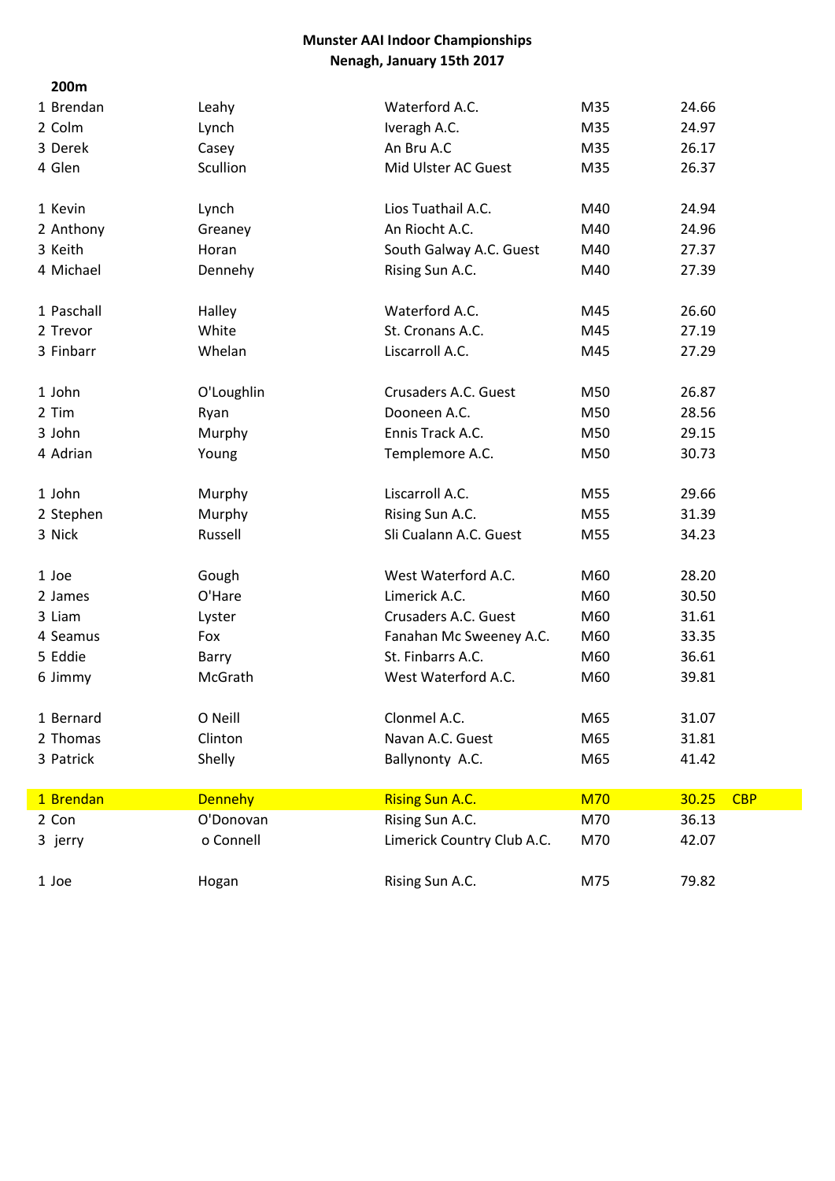# Munster AAI Indoor Championships
## Nenagh, January 15th 2017

### 200m

| Pos | First Name | Surname | Club | Category | Time | Note |
|---|---|---|---|---|---|---|
| 1 | Brendan | Leahy | Waterford A.C. | M35 | 24.66 | |
| 2 | Colm | Lynch | Iveragh A.C. | M35 | 24.97 | |
| 3 | Derek | Casey | An Bru A.C | M35 | 26.17 | |
| 4 | Glen | Scullion | Mid Ulster AC Guest | M35 | 26.37 | |
| | | | | | | |
| 1 | Kevin | Lynch | Lios Tuathail A.C. | M40 | 24.94 | |
| 2 | Anthony | Greaney | An Riocht A.C. | M40 | 24.96 | |
| 3 | Keith | Horan | South Galway A.C. Guest | M40 | 27.37 | |
| 4 | Michael | Dennehy | Rising Sun A.C. | M40 | 27.39 | |
| | | | | | | |
| 1 | Paschall | Halley | Waterford A.C. | M45 | 26.60 | |
| 2 | Trevor | White | St. Cronans A.C. | M45 | 27.19 | |
| 3 | Finbarr | Whelan | Liscarroll A.C. | M45 | 27.29 | |
| | | | | | | |
| 1 | John | O'Loughlin | Crusaders A.C. Guest | M50 | 26.87 | |
| 2 | Tim | Ryan | Dooneen A.C. | M50 | 28.56 | |
| 3 | John | Murphy | Ennis Track A.C. | M50 | 29.15 | |
| 4 | Adrian | Young | Templemore A.C. | M50 | 30.73 | |
| | | | | | | |
| 1 | John | Murphy | Liscarroll A.C. | M55 | 29.66 | |
| 2 | Stephen | Murphy | Rising Sun A.C. | M55 | 31.39 | |
| 3 | Nick | Russell | Sli Cualann A.C. Guest | M55 | 34.23 | |
| | | | | | | |
| 1 | Joe | Gough | West Waterford A.C. | M60 | 28.20 | |
| 2 | James | O'Hare | Limerick A.C. | M60 | 30.50 | |
| 3 | Liam | Lyster | Crusaders A.C. Guest | M60 | 31.61 | |
| 4 | Seamus | Fox | Fanahan Mc Sweeney A.C. | M60 | 33.35 | |
| 5 | Eddie | Barry | St. Finbarrs A.C. | M60 | 36.61 | |
| 6 | Jimmy | McGrath | West Waterford A.C. | M60 | 39.81 | |
| | | | | | | |
| 1 | Bernard | O Neill | Clonmel A.C. | M65 | 31.07 | |
| 2 | Thomas | Clinton | Navan A.C. Guest | M65 | 31.81 | |
| 3 | Patrick | Shelly | Ballynonty A.C. | M65 | 41.42 | |
| | | | | | | |
| 1 | Brendan | Dennehy | Rising Sun A.C. | M70 | 30.25 | CBP |
| 2 | Con | O'Donovan | Rising Sun A.C. | M70 | 36.13 | |
| 3 | jerry | o Connell | Limerick Country Club A.C. | M70 | 42.07 | |
| | | | | | | |
| 1 | Joe | Hogan | Rising Sun A.C. | M75 | 79.82 | |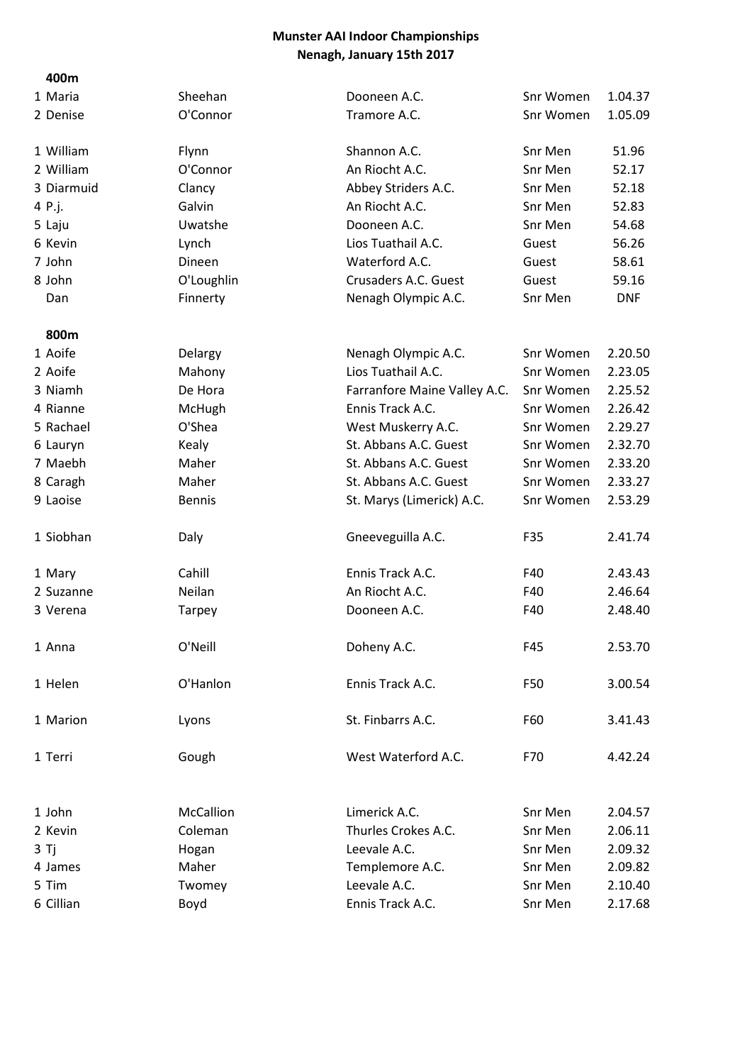**Munster AAI Indoor Championships**
**Nenagh, January 15th 2017**

### 400m

| Pos | First Name | Surname | Club | Category | Time |
|---|---|---|---|---|---|
| 1 | Maria | Sheehan | Dooneen A.C. | Snr Women | 1.04.37 |
| 2 | Denise | O'Connor | Tramore A.C. | Snr Women | 1.05.09 |

| Pos | First Name | Surname | Club | Category | Time |
|---|---|---|---|---|---|
| 1 | William | Flynn | Shannon A.C. | Snr Men | 51.96 |
| 2 | William | O'Connor | An Riocht A.C. | Snr Men | 52.17 |
| 3 | Diarmuid | Clancy | Abbey Striders A.C. | Snr Men | 52.18 |
| 4 | P.j. | Galvin | An Riocht A.C. | Snr Men | 52.83 |
| 5 | Laju | Uwatshe | Dooneen A.C. | Snr Men | 54.68 |
| 6 | Kevin | Lynch | Lios Tuathail A.C. | Guest | 56.26 |
| 7 | John | Dineen | Waterford A.C. | Guest | 58.61 |
| 8 | John | O'Loughlin | Crusaders A.C. Guest | Guest | 59.16 |
| | Dan | Finnerty | Nenagh Olympic A.C. | Snr Men | DNF |

### 800m

| Pos | First Name | Surname | Club | Category | Time |
|---|---|---|---|---|---|
| 1 | Aoife | Delargy | Nenagh Olympic A.C. | Snr Women | 2.20.50 |
| 2 | Aoife | Mahony | Lios Tuathail A.C. | Snr Women | 2.23.05 |
| 3 | Niamh | De Hora | Farranfore Maine Valley A.C. | Snr Women | 2.25.52 |
| 4 | Rianne | McHugh | Ennis Track A.C. | Snr Women | 2.26.42 |
| 5 | Rachael | O'Shea | West Muskerry A.C. | Snr Women | 2.29.27 |
| 6 | Lauryn | Kealy | St. Abbans A.C. Guest | Snr Women | 2.32.70 |
| 7 | Maebh | Maher | St. Abbans A.C. Guest | Snr Women | 2.33.20 |
| 8 | Caragh | Maher | St. Abbans A.C. Guest | Snr Women | 2.33.27 |
| 9 | Laoise | Bennis | St. Marys (Limerick) A.C. | Snr Women | 2.53.29 |

| Pos | First Name | Surname | Club | Category | Time |
|---|---|---|---|---|---|
| 1 | Siobhan | Daly | Gneeveguilla A.C. | F35 | 2.41.74 |

| Pos | First Name | Surname | Club | Category | Time |
|---|---|---|---|---|---|
| 1 | Mary | Cahill | Ennis Track A.C. | F40 | 2.43.43 |
| 2 | Suzanne | Neilan | An Riocht A.C. | F40 | 2.46.64 |
| 3 | Verena | Tarpey | Dooneen A.C. | F40 | 2.48.40 |

| Pos | First Name | Surname | Club | Category | Time |
|---|---|---|---|---|---|
| 1 | Anna | O'Neill | Doheny A.C. | F45 | 2.53.70 |

| Pos | First Name | Surname | Club | Category | Time |
|---|---|---|---|---|---|
| 1 | Helen | O'Hanlon | Ennis Track A.C. | F50 | 3.00.54 |

| Pos | First Name | Surname | Club | Category | Time |
|---|---|---|---|---|---|
| 1 | Marion | Lyons | St. Finbarrs A.C. | F60 | 3.41.43 |

| Pos | First Name | Surname | Club | Category | Time |
|---|---|---|---|---|---|
| 1 | Terri | Gough | West Waterford A.C. | F70 | 4.42.24 |

| Pos | First Name | Surname | Club | Category | Time |
|---|---|---|---|---|---|
| 1 | John | McCallion | Limerick A.C. | Snr Men | 2.04.57 |
| 2 | Kevin | Coleman | Thurles Crokes A.C. | Snr Men | 2.06.11 |
| 3 | Tj | Hogan | Leevale A.C. | Snr Men | 2.09.32 |
| 4 | James | Maher | Templemore A.C. | Snr Men | 2.09.82 |
| 5 | Tim | Twomey | Leevale A.C. | Snr Men | 2.10.40 |
| 6 | Cillian | Boyd | Ennis Track A.C. | Snr Men | 2.17.68 |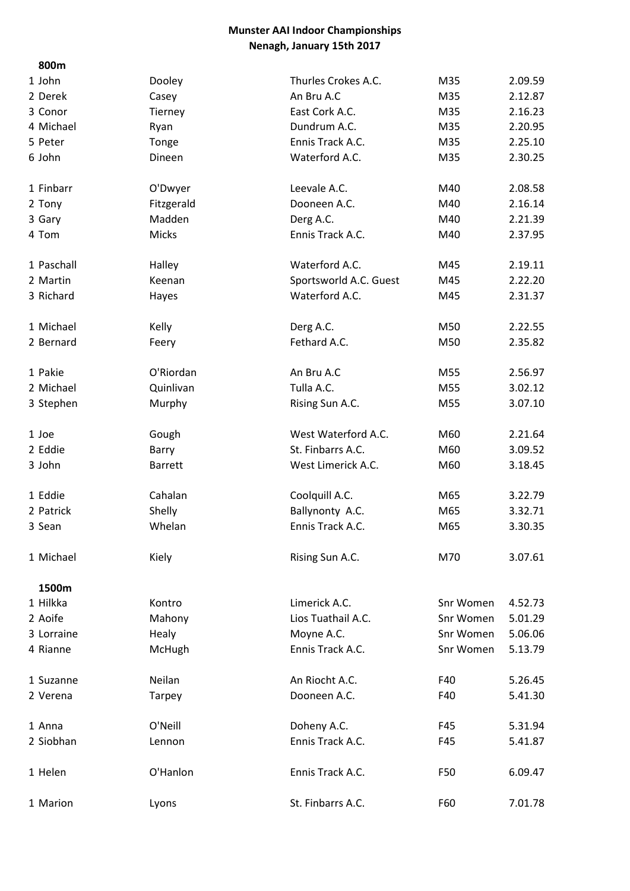**Munster AAI Indoor Championships**
**Nenagh, January 15th 2017**

**800m**

| | | | | |
|---|---|---|---|---|
| 1 John | Dooley | Thurles Crokes A.C. | M35 | 2.09.59 |
| 2 Derek | Casey | An Bru A.C | M35 | 2.12.87 |
| 3 Conor | Tierney | East Cork A.C. | M35 | 2.16.23 |
| 4 Michael | Ryan | Dundrum A.C. | M35 | 2.20.95 |
| 5 Peter | Tonge | Ennis Track A.C. | M35 | 2.25.10 |
| 6 John | Dineen | Waterford A.C. | M35 | 2.30.25 |
| | | | | |
| 1 Finbarr | O'Dwyer | Leevale A.C. | M40 | 2.08.58 |
| 2 Tony | Fitzgerald | Dooneen A.C. | M40 | 2.16.14 |
| 3 Gary | Madden | Derg A.C. | M40 | 2.21.39 |
| 4 Tom | Micks | Ennis Track A.C. | M40 | 2.37.95 |
| | | | | |
| 1 Paschall | Halley | Waterford A.C. | M45 | 2.19.11 |
| 2 Martin | Keenan | Sportsworld A.C. Guest | M45 | 2.22.20 |
| 3 Richard | Hayes | Waterford A.C. | M45 | 2.31.37 |
| | | | | |
| 1 Michael | Kelly | Derg A.C. | M50 | 2.22.55 |
| 2 Bernard | Feery | Fethard A.C. | M50 | 2.35.82 |
| | | | | |
| 1 Pakie | O'Riordan | An Bru A.C | M55 | 2.56.97 |
| 2 Michael | Quinlivan | Tulla A.C. | M55 | 3.02.12 |
| 3 Stephen | Murphy | Rising Sun A.C. | M55 | 3.07.10 |
| | | | | |
| 1 Joe | Gough | West Waterford A.C. | M60 | 2.21.64 |
| 2 Eddie | Barry | St. Finbarrs A.C. | M60 | 3.09.52 |
| 3 John | Barrett | West Limerick A.C. | M60 | 3.18.45 |
| | | | | |
| 1 Eddie | Cahalan | Coolquill A.C. | M65 | 3.22.79 |
| 2 Patrick | Shelly | Ballynonty A.C. | M65 | 3.32.71 |
| 3 Sean | Whelan | Ennis Track A.C. | M65 | 3.30.35 |
| | | | | |
| 1 Michael | Kiely | Rising Sun A.C. | M70 | 3.07.61 |

**1500m**

| | | | | |
|---|---|---|---|---|
| 1 Hilkka | Kontro | Limerick A.C. | Snr Women | 4.52.73 |
| 2 Aoife | Mahony | Lios Tuathail A.C. | Snr Women | 5.01.29 |
| 3 Lorraine | Healy | Moyne A.C. | Snr Women | 5.06.06 |
| 4 Rianne | McHugh | Ennis Track A.C. | Snr Women | 5.13.79 |
| | | | | |
| 1 Suzanne | Neilan | An Riocht A.C. | F40 | 5.26.45 |
| 2 Verena | Tarpey | Dooneen A.C. | F40 | 5.41.30 |
| | | | | |
| 1 Anna | O'Neill | Doheny A.C. | F45 | 5.31.94 |
| 2 Siobhan | Lennon | Ennis Track A.C. | F45 | 5.41.87 |
| | | | | |
| 1 Helen | O'Hanlon | Ennis Track A.C. | F50 | 6.09.47 |
| | | | | |
| 1 Marion | Lyons | St. Finbarrs A.C. | F60 | 7.01.78 |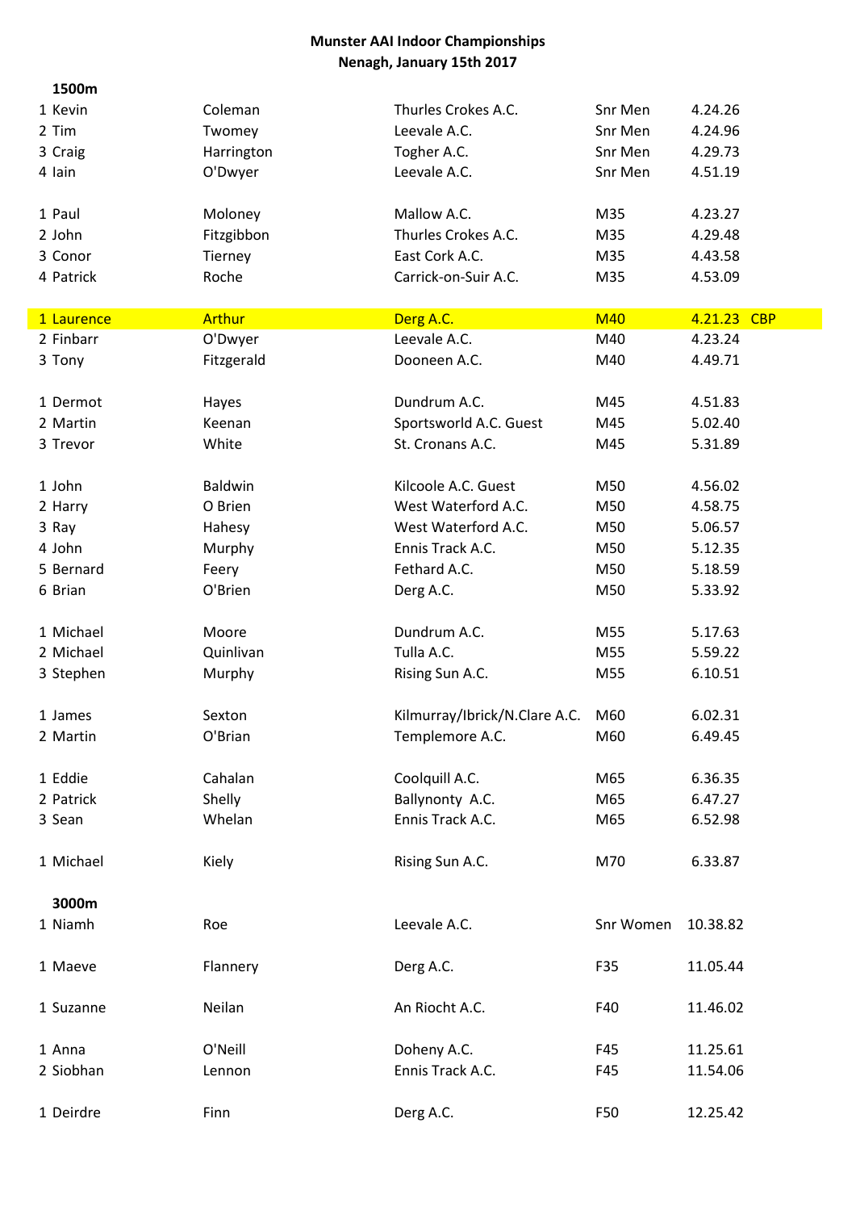**Munster AAI Indoor Championships**
**Nenagh, January 15th 2017**

**1500m**

| Pos | First Name | Surname | Club | Category | Time | |
|---|---|---|---|---|---|---|
| 1 | Kevin | Coleman | Thurles Crokes A.C. | Snr Men | 4.24.26 | |
| 2 | Tim | Twomey | Leevale A.C. | Snr Men | 4.24.96 | |
| 3 | Craig | Harrington | Togher A.C. | Snr Men | 4.29.73 | |
| 4 | Iain | O'Dwyer | Leevale A.C. | Snr Men | 4.51.19 | |
| | | | | | | |
| 1 | Paul | Moloney | Mallow A.C. | M35 | 4.23.27 | |
| 2 | John | Fitzgibbon | Thurles Crokes A.C. | M35 | 4.29.48 | |
| 3 | Conor | Tierney | East Cork A.C. | M35 | 4.43.58 | |
| 4 | Patrick | Roche | Carrick-on-Suir A.C. | M35 | 4.53.09 | |
| | | | | | | |
| 1 | Laurence | Arthur | Derg A.C. | M40 | 4.21.23 | CBP |
| 2 | Finbarr | O'Dwyer | Leevale A.C. | M40 | 4.23.24 | |
| 3 | Tony | Fitzgerald | Dooneen A.C. | M40 | 4.49.71 | |
| | | | | | | |
| 1 | Dermot | Hayes | Dundrum A.C. | M45 | 4.51.83 | |
| 2 | Martin | Keenan | Sportsworld A.C. Guest | M45 | 5.02.40 | |
| 3 | Trevor | White | St. Cronans A.C. | M45 | 5.31.89 | |
| | | | | | | |
| 1 | John | Baldwin | Kilcoole A.C. Guest | M50 | 4.56.02 | |
| 2 | Harry | O Brien | West Waterford A.C. | M50 | 4.58.75 | |
| 3 | Ray | Hahesy | West Waterford A.C. | M50 | 5.06.57 | |
| 4 | John | Murphy | Ennis Track A.C. | M50 | 5.12.35 | |
| 5 | Bernard | Feery | Fethard A.C. | M50 | 5.18.59 | |
| 6 | Brian | O'Brien | Derg A.C. | M50 | 5.33.92 | |
| | | | | | | |
| 1 | Michael | Moore | Dundrum A.C. | M55 | 5.17.63 | |
| 2 | Michael | Quinlivan | Tulla A.C. | M55 | 5.59.22 | |
| 3 | Stephen | Murphy | Rising Sun A.C. | M55 | 6.10.51 | |
| | | | | | | |
| 1 | James | Sexton | Kilmurray/Ibrick/N.Clare A.C. | M60 | 6.02.31 | |
| 2 | Martin | O'Brian | Templemore A.C. | M60 | 6.49.45 | |
| | | | | | | |
| 1 | Eddie | Cahalan | Coolquill A.C. | M65 | 6.36.35 | |
| 2 | Patrick | Shelly | Ballynonty A.C. | M65 | 6.47.27 | |
| 3 | Sean | Whelan | Ennis Track A.C. | M65 | 6.52.98 | |
| | | | | | | |
| 1 | Michael | Kiely | Rising Sun A.C. | M70 | 6.33.87 | |

**3000m**

| Pos | First Name | Surname | Club | Category | Time |
|---|---|---|---|---|---|
| 1 | Niamh | Roe | Leevale A.C. | Snr Women | 10.38.82 |
| | | | | | |
| 1 | Maeve | Flannery | Derg A.C. | F35 | 11.05.44 |
| | | | | | |
| 1 | Suzanne | Neilan | An Riocht A.C. | F40 | 11.46.02 |
| | | | | | |
| 1 | Anna | O'Neill | Doheny A.C. | F45 | 11.25.61 |
| 2 | Siobhan | Lennon | Ennis Track A.C. | F45 | 11.54.06 |
| | | | | | |
| 1 | Deirdre | Finn | Derg A.C. | F50 | 12.25.42 |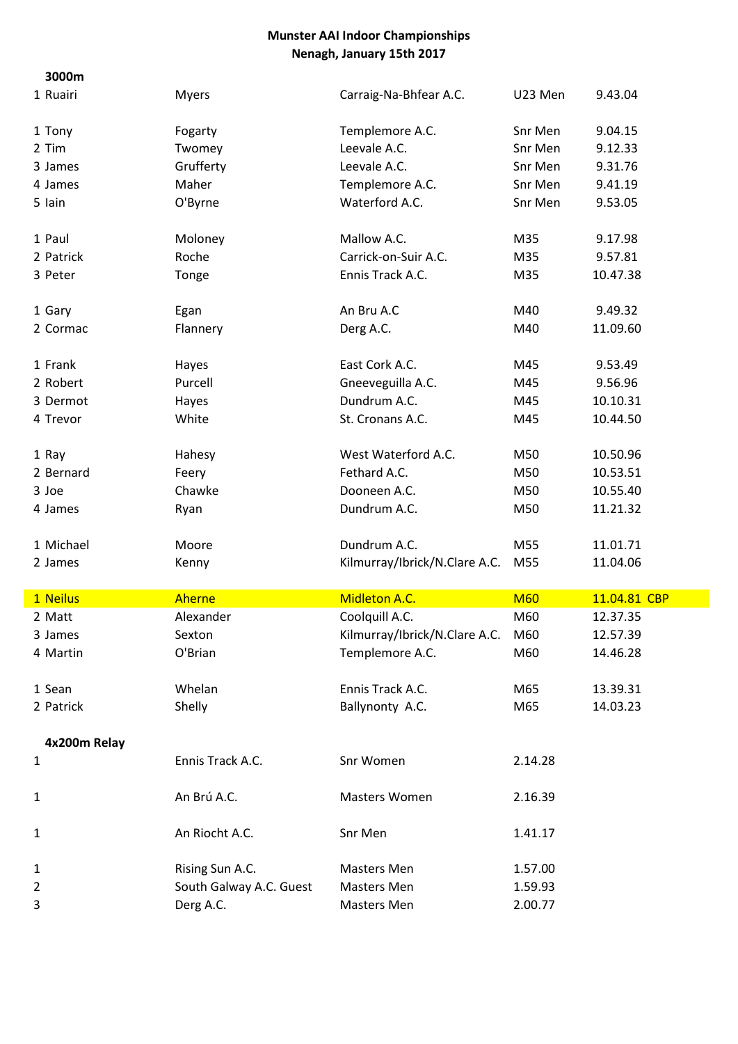**Munster AAI Indoor Championships**
**Nenagh, January 15th 2017**

**3000m**

| | | | | | |
|---|---|---|---|---|---|
| 1 | Ruairi | Myers | Carraig-Na-Bhfear A.C. | U23 Men | 9.43.04 |
| | | | | | |
| 1 | Tony | Fogarty | Templemore A.C. | Snr Men | 9.04.15 |
| 2 | Tim | Twomey | Leevale A.C. | Snr Men | 9.12.33 |
| 3 | James | Grufferty | Leevale A.C. | Snr Men | 9.31.76 |
| 4 | James | Maher | Templemore A.C. | Snr Men | 9.41.19 |
| 5 | Iain | O'Byrne | Waterford A.C. | Snr Men | 9.53.05 |
| | | | | | |
| 1 | Paul | Moloney | Mallow A.C. | M35 | 9.17.98 |
| 2 | Patrick | Roche | Carrick-on-Suir A.C. | M35 | 9.57.81 |
| 3 | Peter | Tonge | Ennis Track A.C. | M35 | 10.47.38 |
| | | | | | |
| 1 | Gary | Egan | An Bru A.C | M40 | 9.49.32 |
| 2 | Cormac | Flannery | Derg A.C. | M40 | 11.09.60 |
| | | | | | |
| 1 | Frank | Hayes | East Cork A.C. | M45 | 9.53.49 |
| 2 | Robert | Purcell | Gneeveguilla A.C. | M45 | 9.56.96 |
| 3 | Dermot | Hayes | Dundrum A.C. | M45 | 10.10.31 |
| 4 | Trevor | White | St. Cronans A.C. | M45 | 10.44.50 |
| | | | | | |
| 1 | Ray | Hahesy | West Waterford A.C. | M50 | 10.50.96 |
| 2 | Bernard | Feery | Fethard A.C. | M50 | 10.53.51 |
| 3 | Joe | Chawke | Dooneen A.C. | M50 | 10.55.40 |
| 4 | James | Ryan | Dundrum A.C. | M50 | 11.21.32 |
| | | | | | |
| 1 | Michael | Moore | Dundrum A.C. | M55 | 11.01.71 |
| 2 | James | Kenny | Kilmurray/Ibrick/N.Clare A.C. | M55 | 11.04.06 |
| | | | | | |
| 1 | Neilus | Aherne | Midleton A.C. | M60 | 11.04.81 CBP |
| 2 | Matt | Alexander | Coolquill A.C. | M60 | 12.37.35 |
| 3 | James | Sexton | Kilmurray/Ibrick/N.Clare A.C. | M60 | 12.57.39 |
| 4 | Martin | O'Brian | Templemore A.C. | M60 | 14.46.28 |
| | | | | | |
| 1 | Sean | Whelan | Ennis Track A.C. | M65 | 13.39.31 |
| 2 | Patrick | Shelly | Ballynonty A.C. | M65 | 14.03.23 |

**4x200m Relay**

| | | | |
|---|---|---|---|
| 1 | Ennis Track A.C. | Snr Women | 2.14.28 |
| | | | |
| 1 | An Brú A.C. | Masters Women | 2.16.39 |
| | | | |
| 1 | An Riocht A.C. | Snr Men | 1.41.17 |
| | | | |
| 1 | Rising Sun A.C. | Masters Men | 1.57.00 |
| 2 | South Galway A.C. Guest | Masters Men | 1.59.93 |
| 3 | Derg A.C. | Masters Men | 2.00.77 |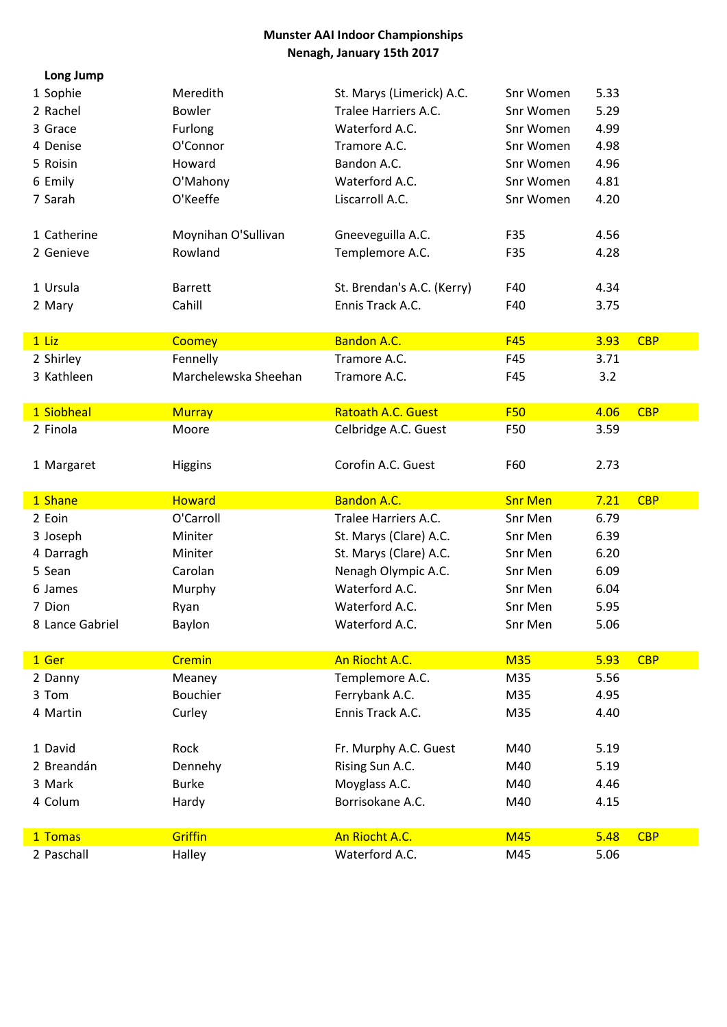**Munster AAI Indoor Championships**
**Nenagh, January 15th 2017**

**Long Jump**

| Pos | First Name | Surname | Club | Category | Mark | |
|---|---|---|---|---|---|---|
| 1 | Sophie | Meredith | St. Marys (Limerick) A.C. | Snr Women | 5.33 | |
| 2 | Rachel | Bowler | Tralee Harriers A.C. | Snr Women | 5.29 | |
| 3 | Grace | Furlong | Waterford A.C. | Snr Women | 4.99 | |
| 4 | Denise | O'Connor | Tramore A.C. | Snr Women | 4.98 | |
| 5 | Roisin | Howard | Bandon A.C. | Snr Women | 4.96 | |
| 6 | Emily | O'Mahony | Waterford A.C. | Snr Women | 4.81 | |
| 7 | Sarah | O'Keeffe | Liscarroll A.C. | Snr Women | 4.20 | |
| | | | | | | |
| 1 | Catherine | Moynihan O'Sullivan | Gneeveguilla A.C. | F35 | 4.56 | |
| 2 | Genieve | Rowland | Templemore A.C. | F35 | 4.28 | |
| | | | | | | |
| 1 | Ursula | Barrett | St. Brendan's A.C. (Kerry) | F40 | 4.34 | |
| 2 | Mary | Cahill | Ennis Track A.C. | F40 | 3.75 | |
| | | | | | | |
| 1 | Liz | Coomey | Bandon A.C. | F45 | 3.93 | CBP |
| 2 | Shirley | Fennelly | Tramore A.C. | F45 | 3.71 | |
| 3 | Kathleen | Marchelewska Sheehan | Tramore A.C. | F45 | 3.2 | |
| | | | | | | |
| 1 | Siobheal | Murray | Ratoath A.C. Guest | F50 | 4.06 | CBP |
| 2 | Finola | Moore | Celbridge A.C. Guest | F50 | 3.59 | |
| | | | | | | |
| 1 | Margaret | Higgins | Corofin A.C. Guest | F60 | 2.73 | |
| | | | | | | |
| 1 | Shane | Howard | Bandon A.C. | Snr Men | 7.21 | CBP |
| 2 | Eoin | O'Carroll | Tralee Harriers A.C. | Snr Men | 6.79 | |
| 3 | Joseph | Miniter | St. Marys (Clare) A.C. | Snr Men | 6.39 | |
| 4 | Darragh | Miniter | St. Marys (Clare) A.C. | Snr Men | 6.20 | |
| 5 | Sean | Carolan | Nenagh Olympic A.C. | Snr Men | 6.09 | |
| 6 | James | Murphy | Waterford A.C. | Snr Men | 6.04 | |
| 7 | Dion | Ryan | Waterford A.C. | Snr Men | 5.95 | |
| 8 | Lance Gabriel | Baylon | Waterford A.C. | Snr Men | 5.06 | |
| | | | | | | |
| 1 | Ger | Cremin | An Riocht A.C. | M35 | 5.93 | CBP |
| 2 | Danny | Meaney | Templemore A.C. | M35 | 5.56 | |
| 3 | Tom | Bouchier | Ferrybank A.C. | M35 | 4.95 | |
| 4 | Martin | Curley | Ennis Track A.C. | M35 | 4.40 | |
| | | | | | | |
| 1 | David | Rock | Fr. Murphy A.C. Guest | M40 | 5.19 | |
| 2 | Breandán | Dennehy | Rising Sun A.C. | M40 | 5.19 | |
| 3 | Mark | Burke | Moyglass A.C. | M40 | 4.46 | |
| 4 | Colum | Hardy | Borrisokane A.C. | M40 | 4.15 | |
| | | | | | | |
| 1 | Tomas | Griffin | An Riocht A.C. | M45 | 5.48 | CBP |
| 2 | Paschall | Halley | Waterford A.C. | M45 | 5.06 | |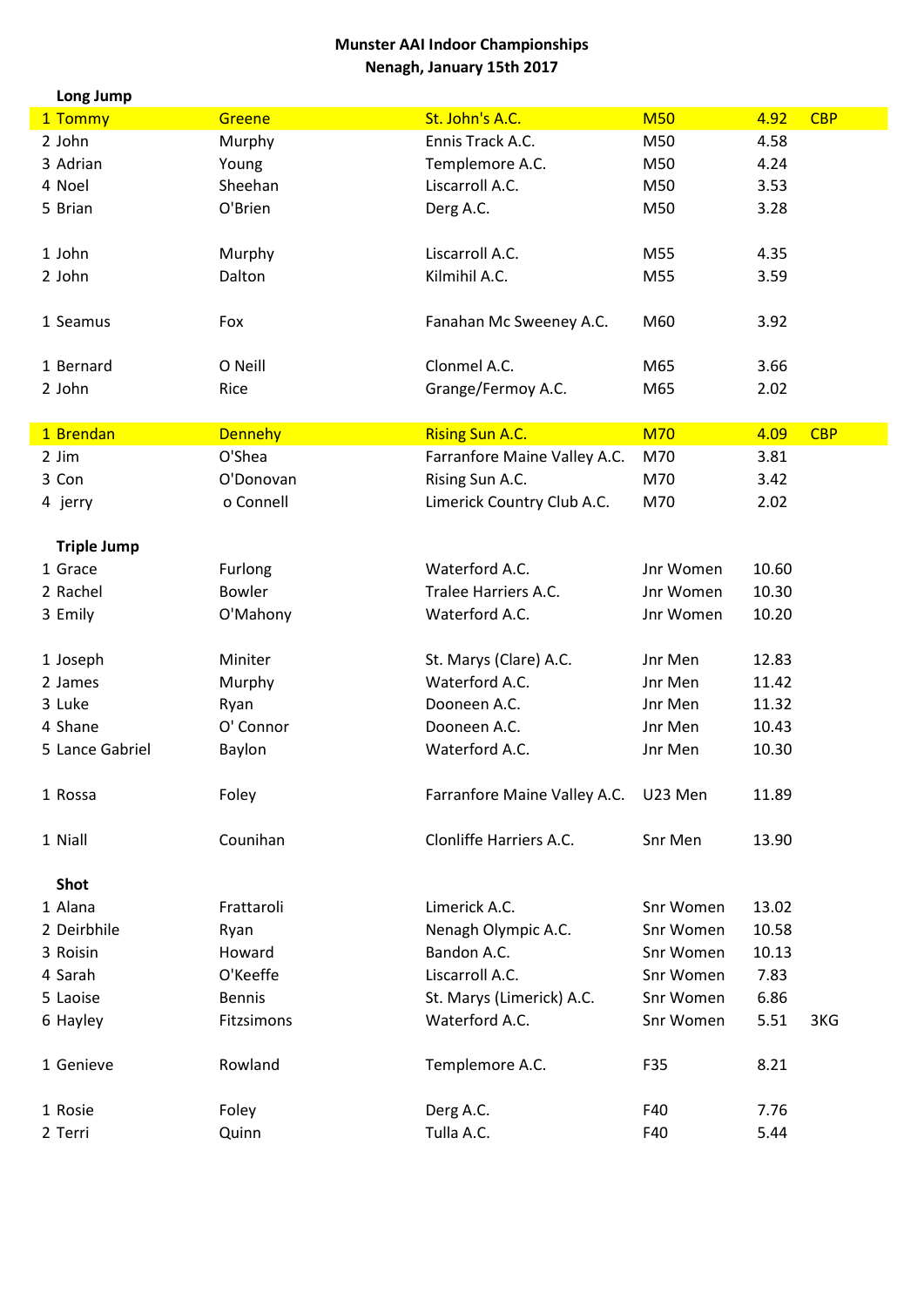**Munster AAI Indoor Championships**
**Nenagh, January 15th 2017**

### Long Jump

| Pos | First Name | Surname | Club | Category | Result | Note |
|---|---|---|---|---|---|---|
| 1 | Tommy | Greene | St. John's A.C. | M50 | 4.92 | CBP |
| 2 | John | Murphy | Ennis Track A.C. | M50 | 4.58 | |
| 3 | Adrian | Young | Templemore A.C. | M50 | 4.24 | |
| 4 | Noel | Sheehan | Liscarroll A.C. | M50 | 3.53 | |
| 5 | Brian | O'Brien | Derg A.C. | M50 | 3.28 | |
| | | | | | | |
| 1 | John | Murphy | Liscarroll A.C. | M55 | 4.35 | |
| 2 | John | Dalton | Kilmihil A.C. | M55 | 3.59 | |
| | | | | | | |
| 1 | Seamus | Fox | Fanahan Mc Sweeney A.C. | M60 | 3.92 | |
| | | | | | | |
| 1 | Bernard | O Neill | Clonmel A.C. | M65 | 3.66 | |
| 2 | John | Rice | Grange/Fermoy A.C. | M65 | 2.02 | |
| | | | | | | |
| 1 | Brendan | Dennehy | Rising Sun A.C. | M70 | 4.09 | CBP |
| 2 | Jim | O'Shea | Farranfore Maine Valley A.C. | M70 | 3.81 | |
| 3 | Con | O'Donovan | Rising Sun A.C. | M70 | 3.42 | |
| 4 | jerry | o Connell | Limerick Country Club A.C. | M70 | 2.02 | |

### Triple Jump

| Pos | First Name | Surname | Club | Category | Result | Note |
|---|---|---|---|---|---|---|
| 1 | Grace | Furlong | Waterford A.C. | Jnr Women | 10.60 | |
| 2 | Rachel | Bowler | Tralee Harriers A.C. | Jnr Women | 10.30 | |
| 3 | Emily | O'Mahony | Waterford A.C. | Jnr Women | 10.20 | |
| | | | | | | |
| 1 | Joseph | Miniter | St. Marys (Clare) A.C. | Jnr Men | 12.83 | |
| 2 | James | Murphy | Waterford A.C. | Jnr Men | 11.42 | |
| 3 | Luke | Ryan | Dooneen A.C. | Jnr Men | 11.32 | |
| 4 | Shane | O' Connor | Dooneen A.C. | Jnr Men | 10.43 | |
| 5 | Lance Gabriel | Baylon | Waterford A.C. | Jnr Men | 10.30 | |
| | | | | | | |
| 1 | Rossa | Foley | Farranfore Maine Valley A.C. | U23 Men | 11.89 | |
| | | | | | | |
| 1 | Niall | Counihan | Clonliffe Harriers A.C. | Snr Men | 13.90 | |

### Shot

| Pos | First Name | Surname | Club | Category | Result | Note |
|---|---|---|---|---|---|---|
| 1 | Alana | Frattaroli | Limerick A.C. | Snr Women | 13.02 | |
| 2 | Deirbhile | Ryan | Nenagh Olympic A.C. | Snr Women | 10.58 | |
| 3 | Roisin | Howard | Bandon A.C. | Snr Women | 10.13 | |
| 4 | Sarah | O'Keeffe | Liscarroll A.C. | Snr Women | 7.83 | |
| 5 | Laoise | Bennis | St. Marys (Limerick) A.C. | Snr Women | 6.86 | |
| 6 | Hayley | Fitzsimons | Waterford A.C. | Snr Women | 5.51 | 3KG |
| | | | | | | |
| 1 | Genieve | Rowland | Templemore A.C. | F35 | 8.21 | |
| | | | | | | |
| 1 | Rosie | Foley | Derg A.C. | F40 | 7.76 | |
| 2 | Terri | Quinn | Tulla A.C. | F40 | 5.44 | |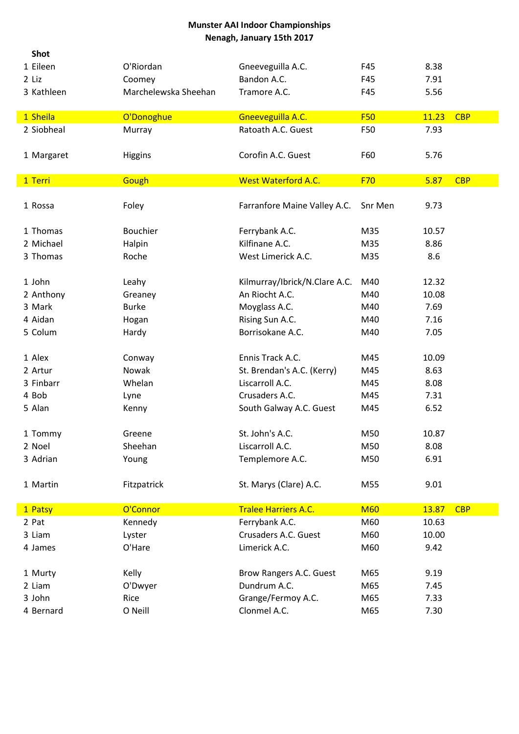# Munster AAI Indoor Championships
## Nenagh, January 15th 2017

### Shot

| Pos | First Name | Surname | Club | Category | Result | Note |
|---|---|---|---|---|---|---|
| 1 | Eileen | O'Riordan | Gneeveguilla A.C. | F45 | 8.38 | |
| 2 | Liz | Coomey | Bandon A.C. | F45 | 7.91 | |
| 3 | Kathleen | Marchelewska Sheehan | Tramore A.C. | F45 | 5.56 | |
| | | | | | | |
| 1 | Sheila | O'Donoghue | Gneeveguilla A.C. | F50 | 11.23 | CBP |
| 2 | Siobheal | Murray | Ratoath A.C. Guest | F50 | 7.93 | |
| | | | | | | |
| 1 | Margaret | Higgins | Corofin A.C. Guest | F60 | 5.76 | |
| | | | | | | |
| 1 | Terri | Gough | West Waterford A.C. | F70 | 5.87 | CBP |
| | | | | | | |
| 1 | Rossa | Foley | Farranfore Maine Valley A.C. | Snr Men | 9.73 | |
| | | | | | | |
| 1 | Thomas | Bouchier | Ferrybank A.C. | M35 | 10.57 | |
| 2 | Michael | Halpin | Kilfinane A.C. | M35 | 8.86 | |
| 3 | Thomas | Roche | West Limerick A.C. | M35 | 8.6 | |
| | | | | | | |
| 1 | John | Leahy | Kilmurray/Ibrick/N.Clare A.C. | M40 | 12.32 | |
| 2 | Anthony | Greaney | An Riocht A.C. | M40 | 10.08 | |
| 3 | Mark | Burke | Moyglass A.C. | M40 | 7.69 | |
| 4 | Aidan | Hogan | Rising Sun A.C. | M40 | 7.16 | |
| 5 | Colum | Hardy | Borrisokane A.C. | M40 | 7.05 | |
| | | | | | | |
| 1 | Alex | Conway | Ennis Track A.C. | M45 | 10.09 | |
| 2 | Artur | Nowak | St. Brendan's A.C. (Kerry) | M45 | 8.63 | |
| 3 | Finbarr | Whelan | Liscarroll A.C. | M45 | 8.08 | |
| 4 | Bob | Lyne | Crusaders A.C. | M45 | 7.31 | |
| 5 | Alan | Kenny | South Galway A.C. Guest | M45 | 6.52 | |
| | | | | | | |
| 1 | Tommy | Greene | St. John's A.C. | M50 | 10.87 | |
| 2 | Noel | Sheehan | Liscarroll A.C. | M50 | 8.08 | |
| 3 | Adrian | Young | Templemore A.C. | M50 | 6.91 | |
| | | | | | | |
| 1 | Martin | Fitzpatrick | St. Marys (Clare) A.C. | M55 | 9.01 | |
| | | | | | | |
| 1 | Patsy | O'Connor | Tralee Harriers A.C. | M60 | 13.87 | CBP |
| 2 | Pat | Kennedy | Ferrybank A.C. | M60 | 10.63 | |
| 3 | Liam | Lyster | Crusaders A.C. Guest | M60 | 10.00 | |
| 4 | James | O'Hare | Limerick A.C. | M60 | 9.42 | |
| | | | | | | |
| 1 | Murty | Kelly | Brow Rangers A.C. Guest | M65 | 9.19 | |
| 2 | Liam | O'Dwyer | Dundrum A.C. | M65 | 7.45 | |
| 3 | John | Rice | Grange/Fermoy A.C. | M65 | 7.33 | |
| 4 | Bernard | O Neill | Clonmel A.C. | M65 | 7.30 | |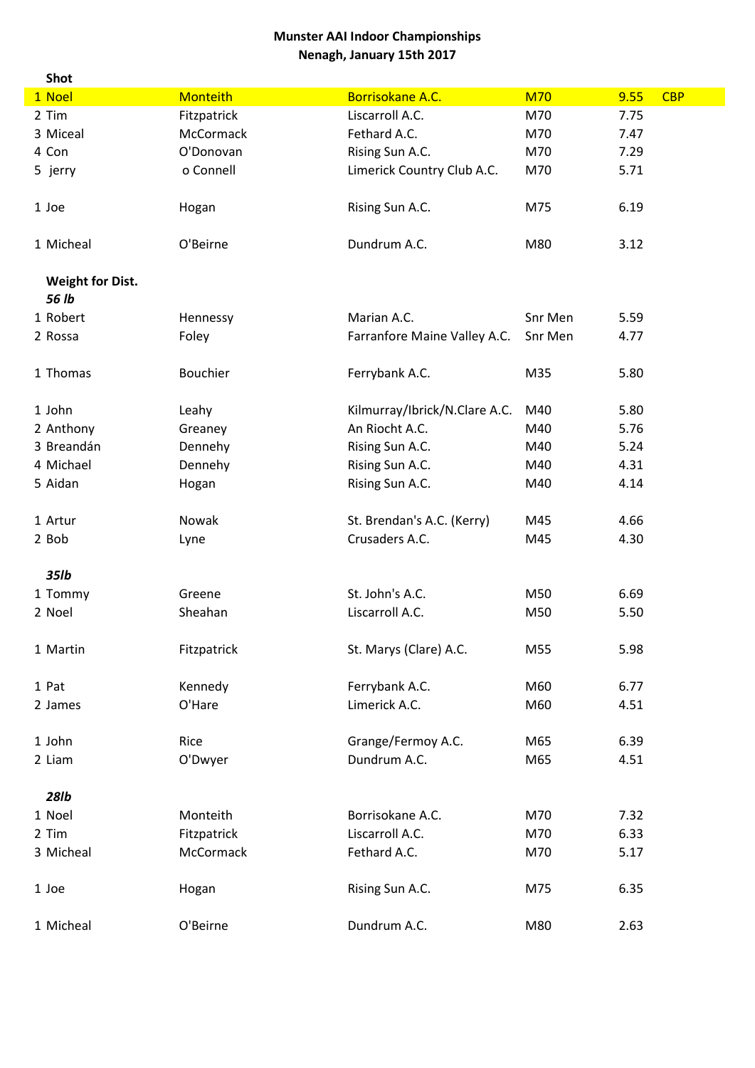**Munster AAI Indoor Championships**
**Nenagh, January 15th 2017**

**Shot**

| | | | | | |
|---|---|---|---|---|---|
| 1 Noel | Monteith | Borrisokane A.C. | M70 | 9.55 | CBP |
| 2 Tim | Fitzpatrick | Liscarroll A.C. | M70 | 7.75 | |
| 3 Miceal | McCormack | Fethard A.C. | M70 | 7.47 | |
| 4 Con | O'Donovan | Rising Sun A.C. | M70 | 7.29 | |
| 5 jerry | o Connell | Limerick Country Club A.C. | M70 | 5.71 | |
| | | | | | |
| 1 Joe | Hogan | Rising Sun A.C. | M75 | 6.19 | |
| | | | | | |
| 1 Micheal | O'Beirne | Dundrum A.C. | M80 | 3.12 | |

**Weight for Dist.**
***56 lb***

| | | | | |
|---|---|---|---|---|
| 1 Robert | Hennessy | Marian A.C. | Snr Men | 5.59 |
| 2 Rossa | Foley | Farranfore Maine Valley A.C. | Snr Men | 4.77 |
| | | | | |
| 1 Thomas | Bouchier | Ferrybank A.C. | M35 | 5.80 |
| | | | | |
| 1 John | Leahy | Kilmurray/Ibrick/N.Clare A.C. | M40 | 5.80 |
| 2 Anthony | Greaney | An Riocht A.C. | M40 | 5.76 |
| 3 Breandán | Dennehy | Rising Sun A.C. | M40 | 5.24 |
| 4 Michael | Dennehy | Rising Sun A.C. | M40 | 4.31 |
| 5 Aidan | Hogan | Rising Sun A.C. | M40 | 4.14 |
| | | | | |
| 1 Artur | Nowak | St. Brendan's A.C. (Kerry) | M45 | 4.66 |
| 2 Bob | Lyne | Crusaders A.C. | M45 | 4.30 |

***35lb***

| | | | | |
|---|---|---|---|---|
| 1 Tommy | Greene | St. John's A.C. | M50 | 6.69 |
| 2 Noel | Sheahan | Liscarroll A.C. | M50 | 5.50 |
| | | | | |
| 1 Martin | Fitzpatrick | St. Marys (Clare) A.C. | M55 | 5.98 |
| | | | | |
| 1 Pat | Kennedy | Ferrybank A.C. | M60 | 6.77 |
| 2 James | O'Hare | Limerick A.C. | M60 | 4.51 |
| | | | | |
| 1 John | Rice | Grange/Fermoy A.C. | M65 | 6.39 |
| 2 Liam | O'Dwyer | Dundrum A.C. | M65 | 4.51 |

***28lb***

| | | | | |
|---|---|---|---|---|
| 1 Noel | Monteith | Borrisokane A.C. | M70 | 7.32 |
| 2 Tim | Fitzpatrick | Liscarroll A.C. | M70 | 6.33 |
| 3 Micheal | McCormack | Fethard A.C. | M70 | 5.17 |
| | | | | |
| 1 Joe | Hogan | Rising Sun A.C. | M75 | 6.35 |
| | | | | |
| 1 Micheal | O'Beirne | Dundrum A.C. | M80 | 2.63 |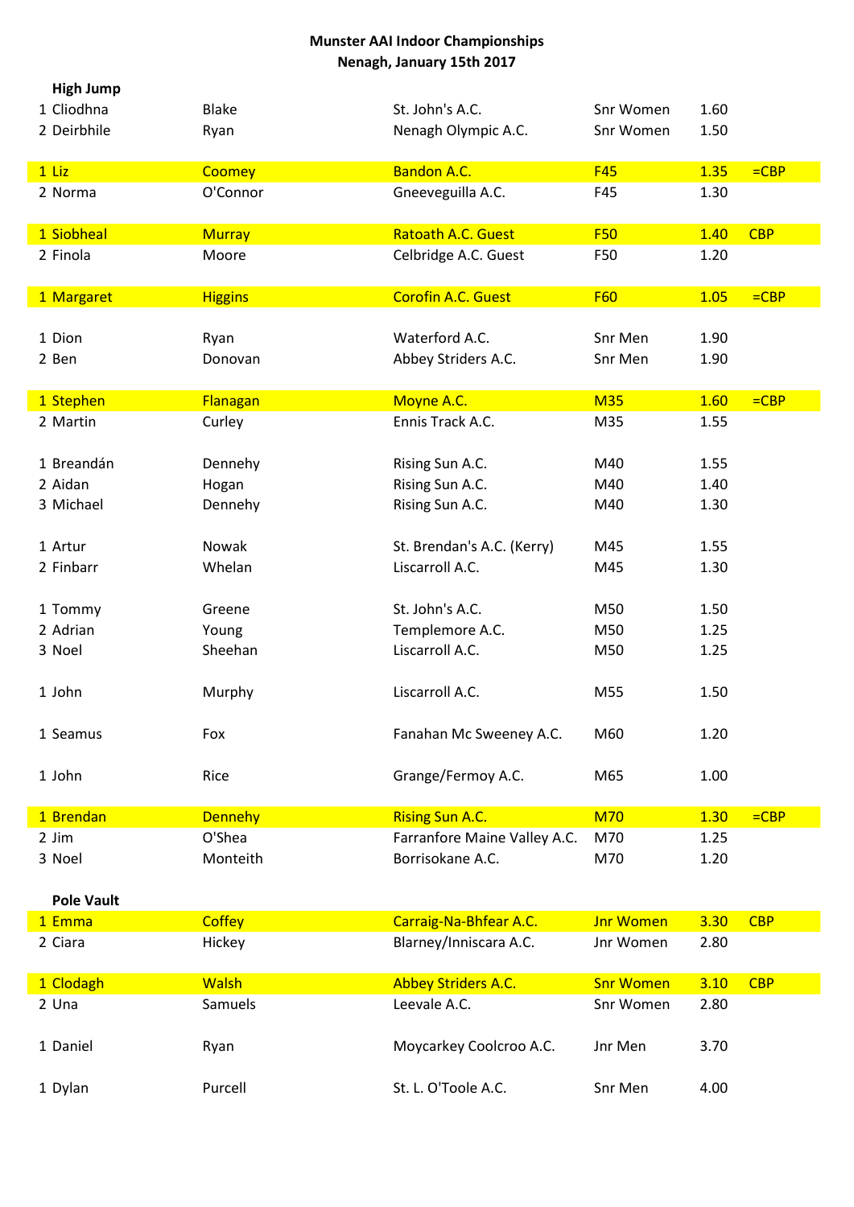**Munster AAI Indoor Championships**
**Nenagh, January 15th 2017**

**High Jump**

| | | | | | |
|---|---|---|---|---|---|
| 1 Cliodhna | Blake | St. John's A.C. | Snr Women | 1.60 | |
| 2 Deirbhile | Ryan | Nenagh Olympic A.C. | Snr Women | 1.50 | |
| | | | | | |
| 1 Liz | Coomey | Bandon A.C. | F45 | 1.35 | =CBP |
| 2 Norma | O'Connor | Gneeveguilla A.C. | F45 | 1.30 | |
| | | | | | |
| 1 Siobheal | Murray | Ratoath A.C. Guest | F50 | 1.40 | CBP |
| 2 Finola | Moore | Celbridge A.C. Guest | F50 | 1.20 | |
| | | | | | |
| 1 Margaret | Higgins | Corofin A.C. Guest | F60 | 1.05 | =CBP |
| | | | | | |
| 1 Dion | Ryan | Waterford A.C. | Snr Men | 1.90 | |
| 2 Ben | Donovan | Abbey Striders A.C. | Snr Men | 1.90 | |
| | | | | | |
| 1 Stephen | Flanagan | Moyne A.C. | M35 | 1.60 | =CBP |
| 2 Martin | Curley | Ennis Track A.C. | M35 | 1.55 | |
| | | | | | |
| 1 Breandán | Dennehy | Rising Sun A.C. | M40 | 1.55 | |
| 2 Aidan | Hogan | Rising Sun A.C. | M40 | 1.40 | |
| 3 Michael | Dennehy | Rising Sun A.C. | M40 | 1.30 | |
| | | | | | |
| 1 Artur | Nowak | St. Brendan's A.C. (Kerry) | M45 | 1.55 | |
| 2 Finbarr | Whelan | Liscarroll A.C. | M45 | 1.30 | |
| | | | | | |
| 1 Tommy | Greene | St. John's A.C. | M50 | 1.50 | |
| 2 Adrian | Young | Templemore A.C. | M50 | 1.25 | |
| 3 Noel | Sheehan | Liscarroll A.C. | M50 | 1.25 | |
| | | | | | |
| 1 John | Murphy | Liscarroll A.C. | M55 | 1.50 | |
| | | | | | |
| 1 Seamus | Fox | Fanahan Mc Sweeney A.C. | M60 | 1.20 | |
| | | | | | |
| 1 John | Rice | Grange/Fermoy A.C. | M65 | 1.00 | |
| | | | | | |
| 1 Brendan | Dennehy | Rising Sun A.C. | M70 | 1.30 | =CBP |
| 2 Jim | O'Shea | Farranfore Maine Valley A.C. | M70 | 1.25 | |
| 3 Noel | Monteith | Borrisokane A.C. | M70 | 1.20 | |

**Pole Vault**

| | | | | | |
|---|---|---|---|---|---|
| 1 Emma | Coffey | Carraig-Na-Bhfear A.C. | Jnr Women | 3.30 | CBP |
| 2 Ciara | Hickey | Blarney/Inniscara A.C. | Jnr Women | 2.80 | |
| | | | | | |
| 1 Clodagh | Walsh | Abbey Striders A.C. | Snr Women | 3.10 | CBP |
| 2 Una | Samuels | Leevale A.C. | Snr Women | 2.80 | |
| | | | | | |
| 1 Daniel | Ryan | Moycarkey Coolcroo A.C. | Jnr Men | 3.70 | |
| | | | | | |
| 1 Dylan | Purcell | St. L. O'Toole A.C. | Snr Men | 4.00 | |